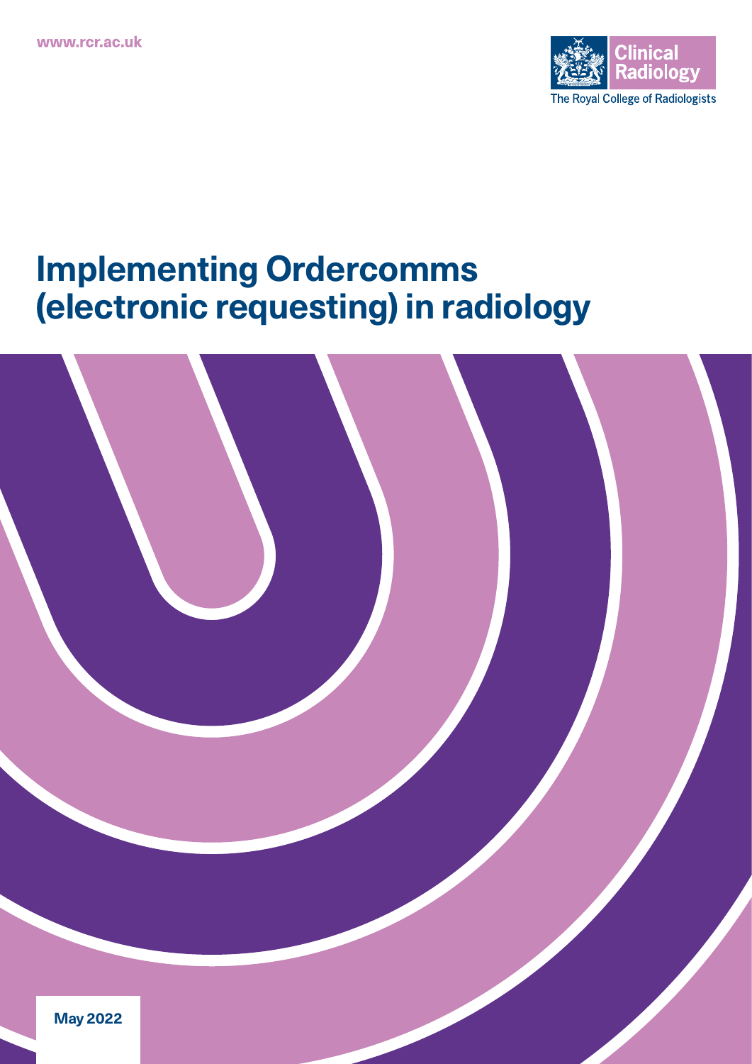www.rcr.ac.uk

Clinical Radiology

The Royal College of Radiologists

# Implementing Ordercomms (electronic requesting) in radiology

May 2022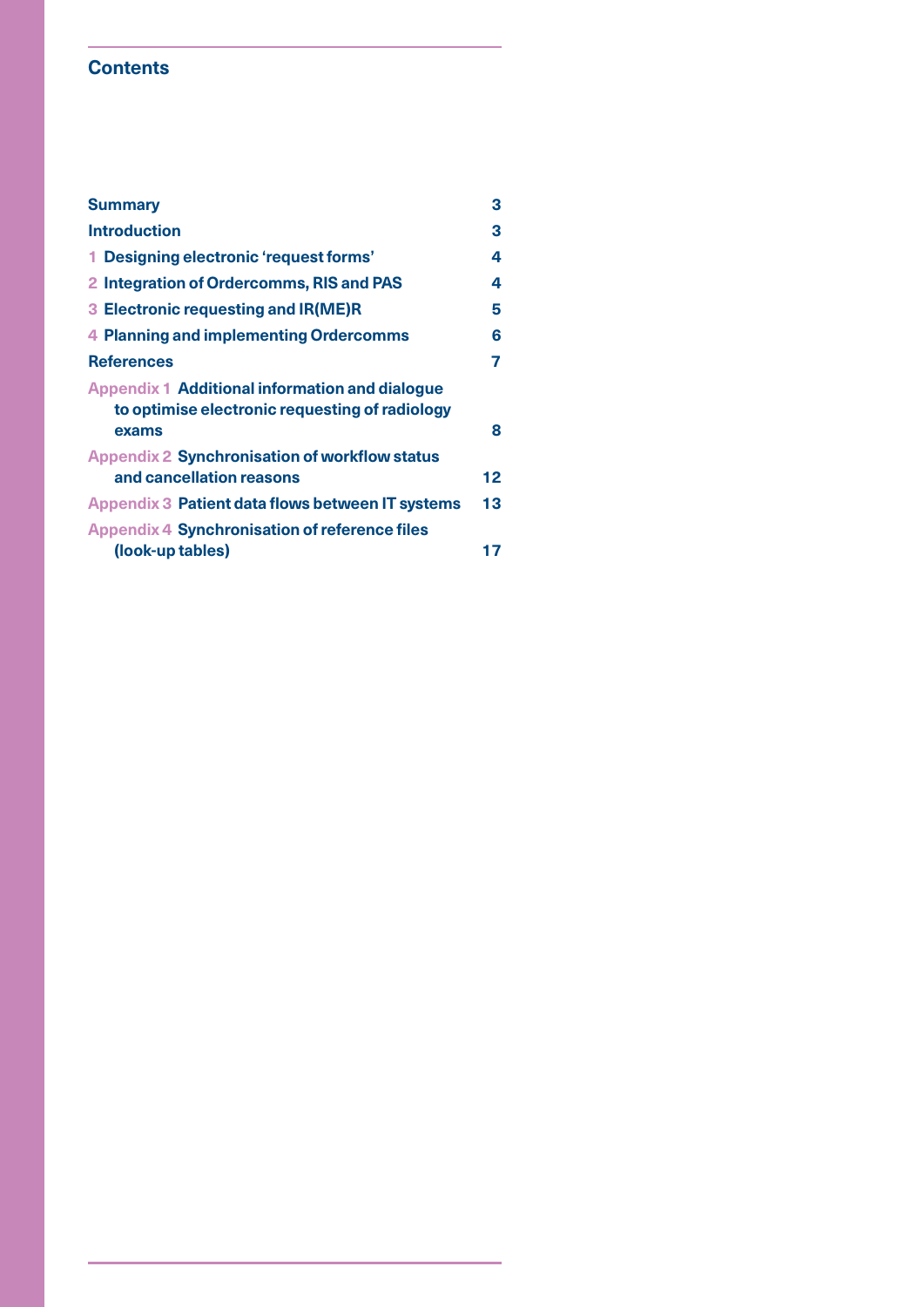## Contents

| | |
|---|---|
| **Summary** | 3 |
| **Introduction** | 3 |
| 1 **Designing electronic 'request forms'** | 4 |
| 2 **Integration of Ordercomms, RIS and PAS** | 4 |
| 3 **Electronic requesting and IR(ME)R** | 5 |
| 4 **Planning and implementing Ordercomms** | 6 |
| **References** | 7 |
| Appendix 1 **Additional information and dialogue to optimise electronic requesting of radiology exams** | 8 |
| Appendix 2 **Synchronisation of workflow status and cancellation reasons** | 12 |
| Appendix 3 **Patient data flows between IT systems** | 13 |
| Appendix 4 **Synchronisation of reference files (look-up tables)** | 17 |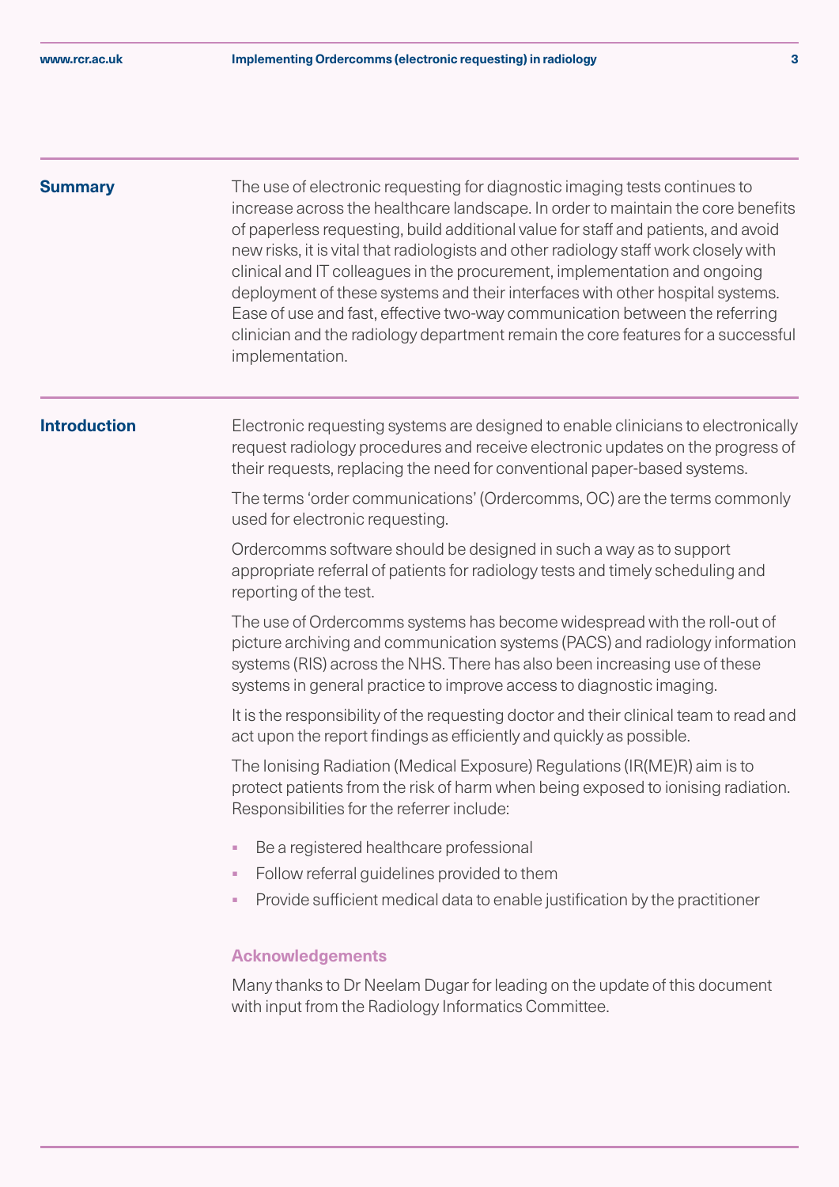## Summary

The use of electronic requesting for diagnostic imaging tests continues to increase across the healthcare landscape. In order to maintain the core benefits of paperless requesting, build additional value for staff and patients, and avoid new risks, it is vital that radiologists and other radiology staff work closely with clinical and IT colleagues in the procurement, implementation and ongoing deployment of these systems and their interfaces with other hospital systems. Ease of use and fast, effective two-way communication between the referring clinician and the radiology department remain the core features for a successful implementation.

## Introduction

Electronic requesting systems are designed to enable clinicians to electronically request radiology procedures and receive electronic updates on the progress of their requests, replacing the need for conventional paper-based systems.

The terms 'order communications' (Ordercomms, OC) are the terms commonly used for electronic requesting.

Ordercomms software should be designed in such a way as to support appropriate referral of patients for radiology tests and timely scheduling and reporting of the test.

The use of Ordercomms systems has become widespread with the roll-out of picture archiving and communication systems (PACS) and radiology information systems (RIS) across the NHS. There has also been increasing use of these systems in general practice to improve access to diagnostic imaging.

It is the responsibility of the requesting doctor and their clinical team to read and act upon the report findings as efficiently and quickly as possible.

The Ionising Radiation (Medical Exposure) Regulations (IR(ME)R) aim is to protect patients from the risk of harm when being exposed to ionising radiation. Responsibilities for the referrer include:

- Be a registered healthcare professional
- Follow referral guidelines provided to them
- Provide sufficient medical data to enable justification by the practitioner

### Acknowledgements

Many thanks to Dr Neelam Dugar for leading on the update of this document with input from the Radiology Informatics Committee.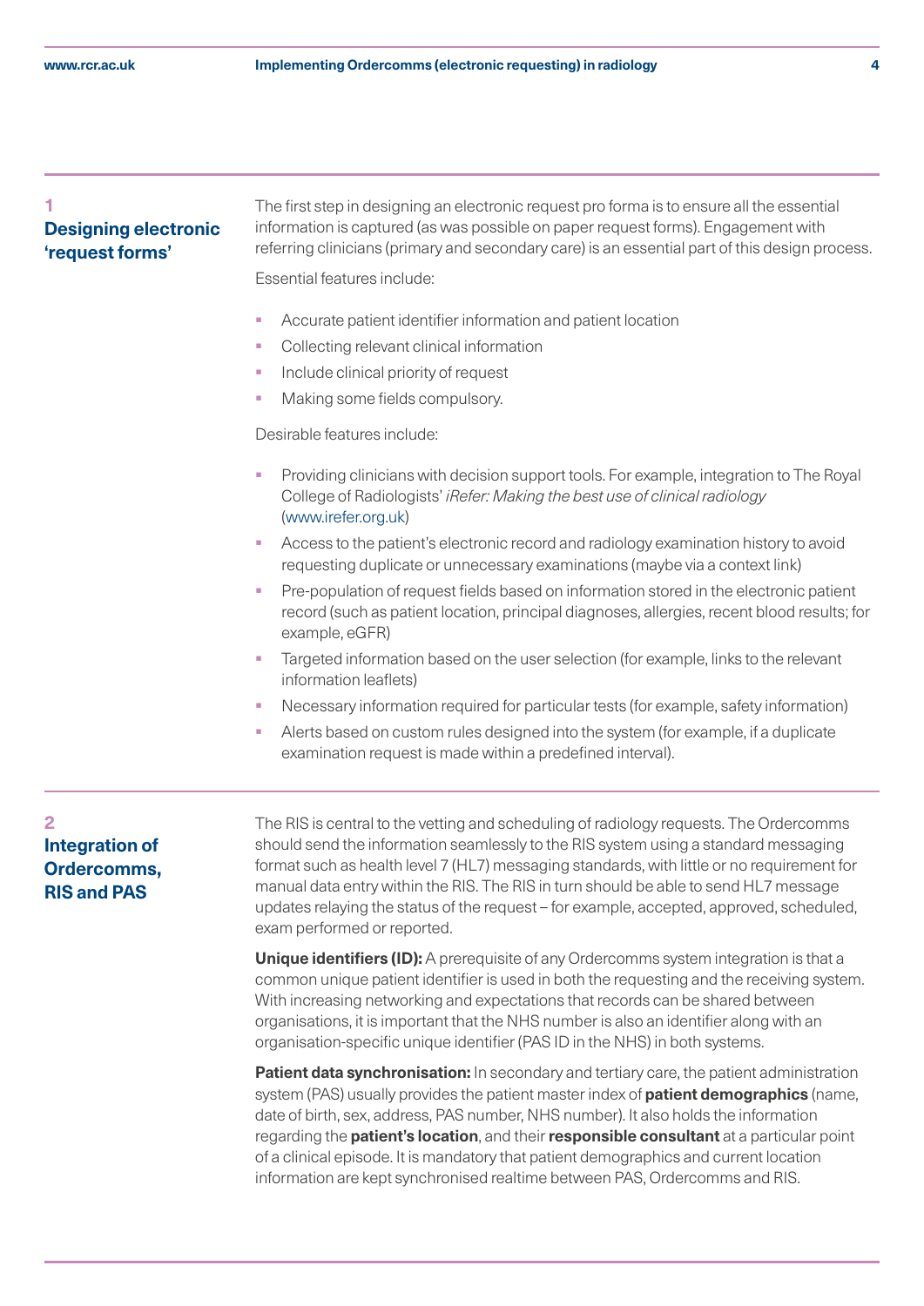## 1 Designing electronic 'request forms'

The first step in designing an electronic request pro forma is to ensure all the essential information is captured (as was possible on paper request forms). Engagement with referring clinicians (primary and secondary care) is an essential part of this design process.

Essential features include:

- Accurate patient identifier information and patient location
- Collecting relevant clinical information
- Include clinical priority of request
- Making some fields compulsory.

Desirable features include:

- Providing clinicians with decision support tools. For example, integration to The Royal College of Radiologists' *iRefer: Making the best use of clinical radiology* (www.irefer.org.uk)
- Access to the patient's electronic record and radiology examination history to avoid requesting duplicate or unnecessary examinations (maybe via a context link)
- Pre-population of request fields based on information stored in the electronic patient record (such as patient location, principal diagnoses, allergies, recent blood results; for example, eGFR)
- Targeted information based on the user selection (for example, links to the relevant information leaflets)
- Necessary information required for particular tests (for example, safety information)
- Alerts based on custom rules designed into the system (for example, if a duplicate examination request is made within a predefined interval).

## 2 Integration of Ordercomms, RIS and PAS

The RIS is central to the vetting and scheduling of radiology requests. The Ordercomms should send the information seamlessly to the RIS system using a standard messaging format such as health level 7 (HL7) messaging standards, with little or no requirement for manual data entry within the RIS. The RIS in turn should be able to send HL7 message updates relaying the status of the request – for example, accepted, approved, scheduled, exam performed or reported.

**Unique identifiers (ID):** A prerequisite of any Ordercomms system integration is that a common unique patient identifier is used in both the requesting and the receiving system. With increasing networking and expectations that records can be shared between organisations, it is important that the NHS number is also an identifier along with an organisation-specific unique identifier (PAS ID in the NHS) in both systems.

**Patient data synchronisation:** In secondary and tertiary care, the patient administration system (PAS) usually provides the patient master index of **patient demographics** (name, date of birth, sex, address, PAS number, NHS number). It also holds the information regarding the **patient's location**, and their **responsible consultant** at a particular point of a clinical episode. It is mandatory that patient demographics and current location information are kept synchronised realtime between PAS, Ordercomms and RIS.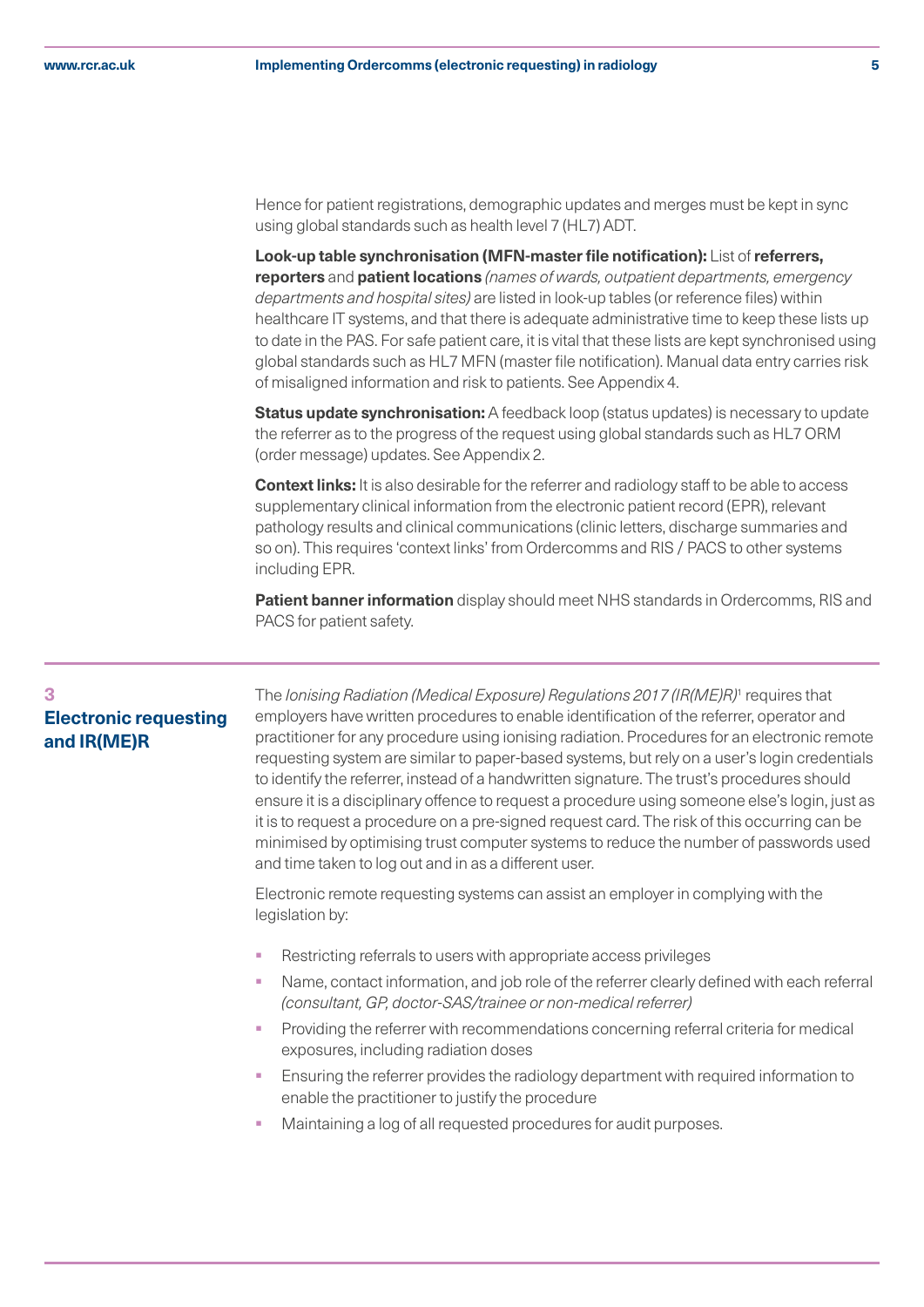Hence for patient registrations, demographic updates and merges must be kept in sync using global standards such as health level 7 (HL7) ADT.

**Look-up table synchronisation (MFN-master file notification):** List of **referrers, reporters** and **patient locations** *(names of wards, outpatient departments, emergency departments and hospital sites)* are listed in look-up tables (or reference files) within healthcare IT systems, and that there is adequate administrative time to keep these lists up to date in the PAS. For safe patient care, it is vital that these lists are kept synchronised using global standards such as HL7 MFN (master file notification). Manual data entry carries risk of misaligned information and risk to patients. See Appendix 4.

**Status update synchronisation:** A feedback loop (status updates) is necessary to update the referrer as to the progress of the request using global standards such as HL7 ORM (order message) updates. See Appendix 2.

**Context links:** It is also desirable for the referrer and radiology staff to be able to access supplementary clinical information from the electronic patient record (EPR), relevant pathology results and clinical communications (clinic letters, discharge summaries and so on). This requires 'context links' from Ordercomms and RIS / PACS to other systems including EPR.

**Patient banner information** display should meet NHS standards in Ordercomms, RIS and PACS for patient safety.

## 3 Electronic requesting and IR(ME)R

The *Ionising Radiation (Medical Exposure) Regulations 2017 (IR(ME)R)*[1] requires that employers have written procedures to enable identification of the referrer, operator and practitioner for any procedure using ionising radiation. Procedures for an electronic remote requesting system are similar to paper-based systems, but rely on a user's login credentials to identify the referrer, instead of a handwritten signature. The trust's procedures should ensure it is a disciplinary offence to request a procedure using someone else's login, just as it is to request a procedure on a pre-signed request card. The risk of this occurring can be minimised by optimising trust computer systems to reduce the number of passwords used and time taken to log out and in as a different user.

Electronic remote requesting systems can assist an employer in complying with the legislation by:

- Restricting referrals to users with appropriate access privileges
- Name, contact information, and job role of the referrer clearly defined with each referral *(consultant, GP, doctor-SAS/trainee or non-medical referrer)*
- Providing the referrer with recommendations concerning referral criteria for medical exposures, including radiation doses
- Ensuring the referrer provides the radiology department with required information to enable the practitioner to justify the procedure
- Maintaining a log of all requested procedures for audit purposes.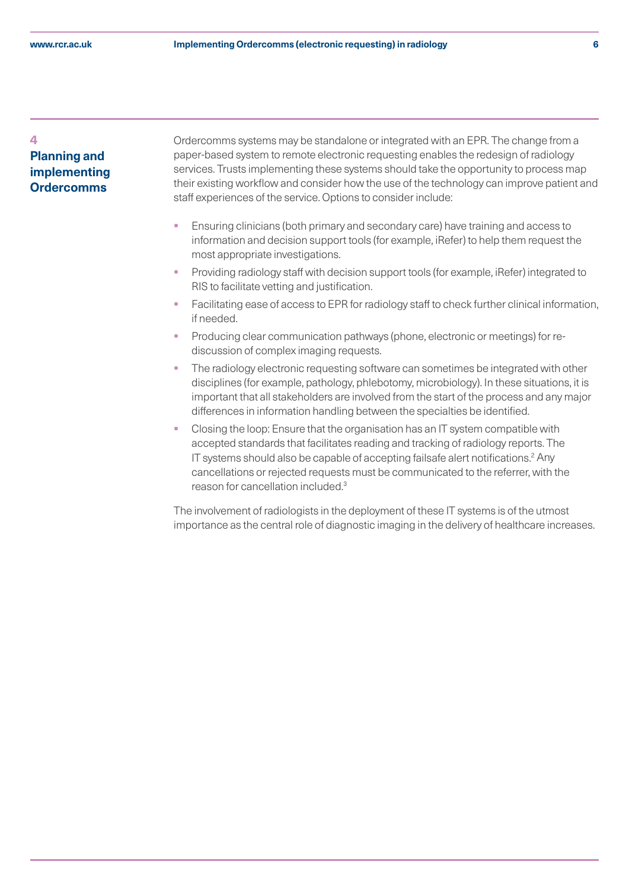## 4 Planning and implementing Ordercomms

Ordercomms systems may be standalone or integrated with an EPR. The change from a paper-based system to remote electronic requesting enables the redesign of radiology services. Trusts implementing these systems should take the opportunity to process map their existing workflow and consider how the use of the technology can improve patient and staff experiences of the service. Options to consider include:

- Ensuring clinicians (both primary and secondary care) have training and access to information and decision support tools (for example, iRefer) to help them request the most appropriate investigations.
- Providing radiology staff with decision support tools (for example, iRefer) integrated to RIS to facilitate vetting and justification.
- Facilitating ease of access to EPR for radiology staff to check further clinical information, if needed.
- Producing clear communication pathways (phone, electronic or meetings) for re-discussion of complex imaging requests.
- The radiology electronic requesting software can sometimes be integrated with other disciplines (for example, pathology, phlebotomy, microbiology). In these situations, it is important that all stakeholders are involved from the start of the process and any major differences in information handling between the specialties be identified.
- Closing the loop: Ensure that the organisation has an IT system compatible with accepted standards that facilitates reading and tracking of radiology reports. The IT systems should also be capable of accepting failsafe alert notifications.[2] Any cancellations or rejected requests must be communicated to the referrer, with the reason for cancellation included.[3]

The involvement of radiologists in the deployment of these IT systems is of the utmost importance as the central role of diagnostic imaging in the delivery of healthcare increases.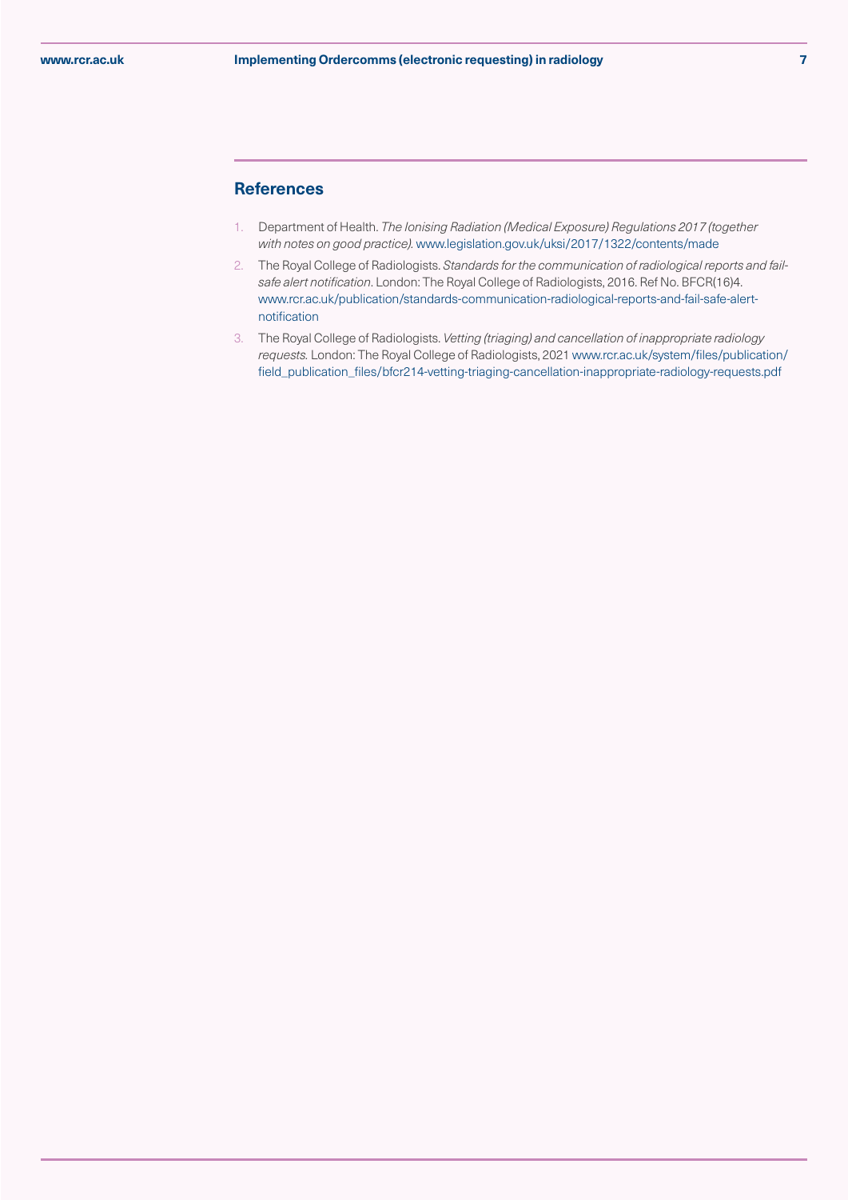## References

1. Department of Health. *The Ionising Radiation (Medical Exposure) Regulations 2017 (together with notes on good practice).* www.legislation.gov.uk/uksi/2017/1322/contents/made
2. The Royal College of Radiologists. *Standards for the communication of radiological reports and fail-safe alert notification*. London: The Royal College of Radiologists, 2016. Ref No. BFCR(16)4. www.rcr.ac.uk/publication/standards-communication-radiological-reports-and-fail-safe-alert-notification
3. The Royal College of Radiologists. *Vetting (triaging) and cancellation of inappropriate radiology requests.* London: The Royal College of Radiologists, 2021 www.rcr.ac.uk/system/files/publication/field_publication_files/bfcr214-vetting-triaging-cancellation-inappropriate-radiology-requests.pdf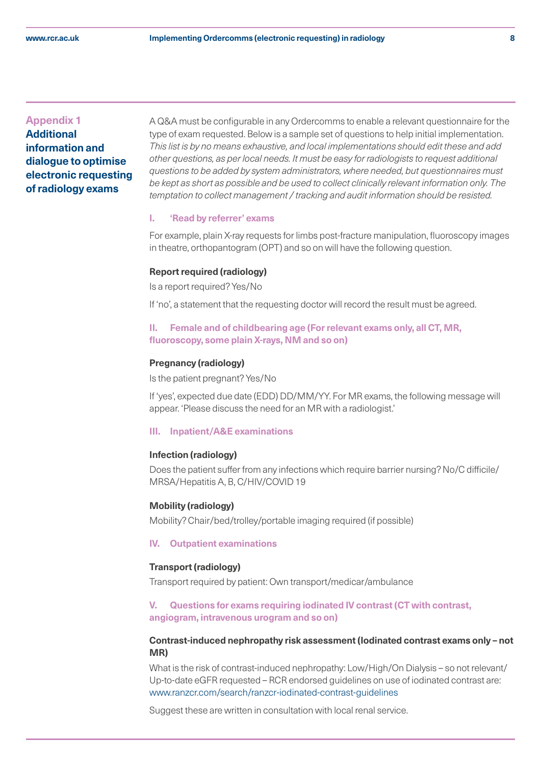## Appendix 1 Additional information and dialogue to optimise electronic requesting of radiology exams

A Q&A must be configurable in any Ordercomms to enable a relevant questionnaire for the type of exam requested. Below is a sample set of questions to help initial implementation. *This list is by no means exhaustive, and local implementations should edit these and add other questions, as per local needs. It must be easy for radiologists to request additional questions to be added by system administrators, where needed, but questionnaires must be kept as short as possible and be used to collect clinically relevant information only. The temptation to collect management / tracking and audit information should be resisted.*

### I. 'Read by referrer' exams

For example, plain X-ray requests for limbs post-fracture manipulation, fluoroscopy images in theatre, orthopantogram (OPT) and so on will have the following question.

**Report required (radiology)**

Is a report required? Yes/No

If 'no', a statement that the requesting doctor will record the result must be agreed.

### II. Female and of childbearing age (For relevant exams only, all CT, MR, fluoroscopy, some plain X-rays, NM and so on)

**Pregnancy (radiology)**

Is the patient pregnant? Yes/No

If 'yes', expected due date (EDD) DD/MM/YY. For MR exams, the following message will appear. 'Please discuss the need for an MR with a radiologist.'

### III. Inpatient/A&E examinations

**Infection (radiology)**

Does the patient suffer from any infections which require barrier nursing? No/C difficile/MRSA/Hepatitis A, B, C/HIV/COVID 19

**Mobility (radiology)**

Mobility? Chair/bed/trolley/portable imaging required (if possible)

### IV. Outpatient examinations

**Transport (radiology)**

Transport required by patient: Own transport/medicar/ambulance

### V. Questions for exams requiring iodinated IV contrast (CT with contrast, angiogram, intravenous urogram and so on)

**Contrast-induced nephropathy risk assessment (Iodinated contrast exams only – not MR)**

What is the risk of contrast-induced nephropathy: Low/High/On Dialysis – so not relevant/Up-to-date eGFR requested – RCR endorsed guidelines on use of iodinated contrast are: www.ranzcr.com/search/ranzcr-iodinated-contrast-guidelines

Suggest these are written in consultation with local renal service.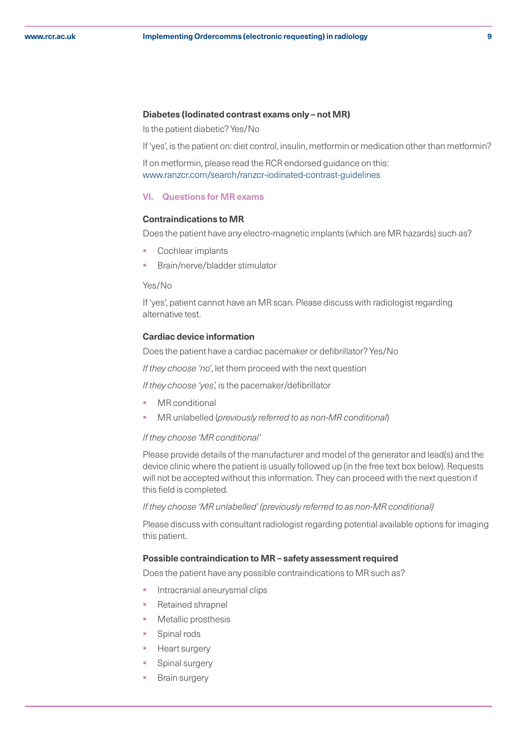**Diabetes (Iodinated contrast exams only – not MR)**

Is the patient diabetic? Yes/No

If 'yes', is the patient on: diet control, insulin, metformin or medication other than metformin?

If on metformin, please read the RCR endorsed guidance on this: www.ranzcr.com/search/ranzcr-iodinated-contrast-guidelines

### VI. Questions for MR exams

**Contraindications to MR**

Does the patient have any electro-magnetic implants (which are MR hazards) such as?

- Cochlear implants
- Brain/nerve/bladder stimulator

Yes/No

If 'yes', patient cannot have an MR scan. Please discuss with radiologist regarding alternative test.

**Cardiac device information**

Does the patient have a cardiac pacemaker or defibrillator? Yes/No

*If they choose 'no'*, let them proceed with the next question

*If they choose 'yes',* is the pacemaker/defibrillator

- MR conditional
- MR unlabelled (*previously referred to as non-MR conditional*)

*If they choose 'MR conditional'*

Please provide details of the manufacturer and model of the generator and lead(s) and the device clinic where the patient is usually followed up (in the free text box below). Requests will not be accepted without this information. They can proceed with the next question if this field is completed.

*If they choose 'MR unlabelled' (previously referred to as non-MR conditional)*

Please discuss with consultant radiologist regarding potential available options for imaging this patient.

**Possible contraindication to MR – safety assessment required**

Does the patient have any possible contraindications to MR such as?

- Intracranial aneurysmal clips
- Retained shrapnel
- Metallic prosthesis
- Spinal rods
- Heart surgery
- Spinal surgery
- Brain surgery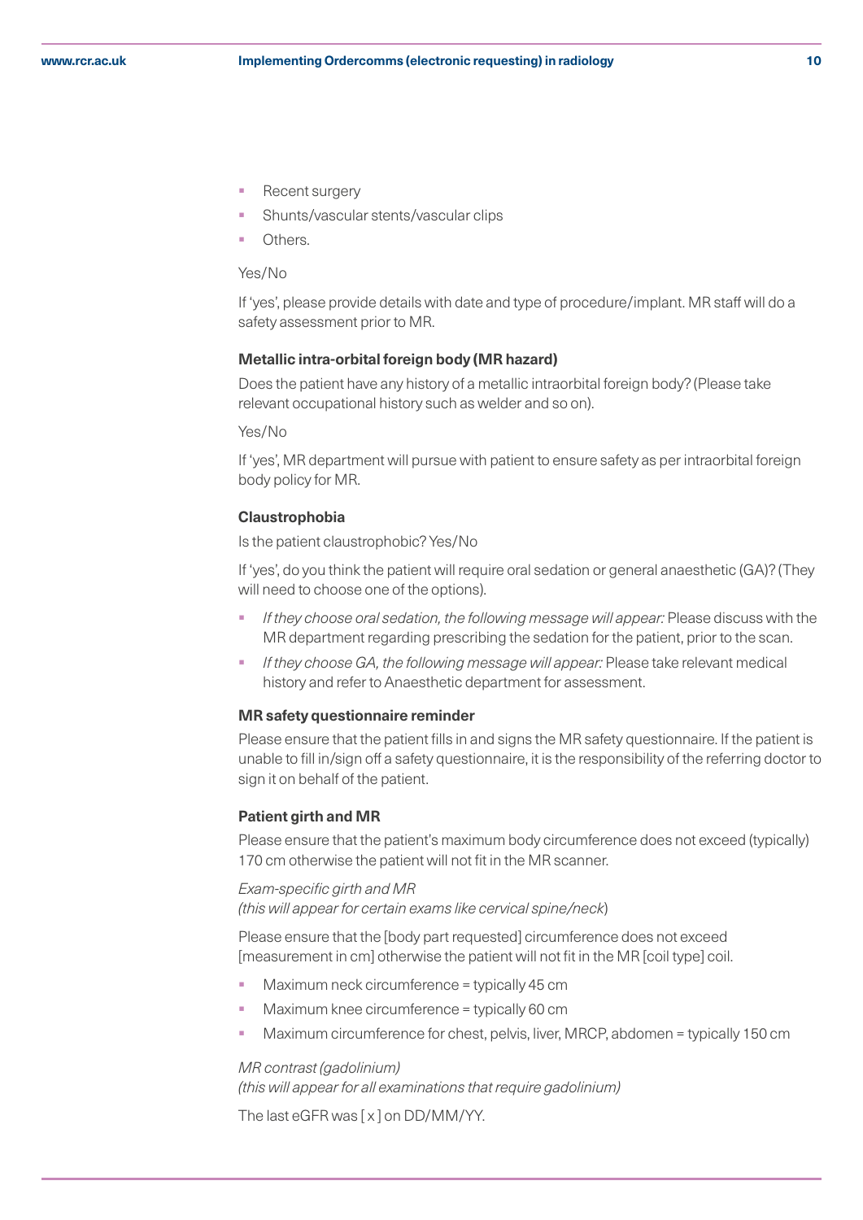- Recent surgery
- Shunts/vascular stents/vascular clips
- Others.

Yes/No

If 'yes', please provide details with date and type of procedure/implant. MR staff will do a safety assessment prior to MR.

#### Metallic intra-orbital foreign body (MR hazard)

Does the patient have any history of a metallic intraorbital foreign body? (Please take relevant occupational history such as welder and so on).

Yes/No

If 'yes', MR department will pursue with patient to ensure safety as per intraorbital foreign body policy for MR.

#### Claustrophobia

Is the patient claustrophobic? Yes/No

If 'yes', do you think the patient will require oral sedation or general anaesthetic (GA)? (They will need to choose one of the options).

- *If they choose oral sedation, the following message will appear:* Please discuss with the MR department regarding prescribing the sedation for the patient, prior to the scan.
- *If they choose GA, the following message will appear:* Please take relevant medical history and refer to Anaesthetic department for assessment.

#### MR safety questionnaire reminder

Please ensure that the patient fills in and signs the MR safety questionnaire. If the patient is unable to fill in/sign off a safety questionnaire, it is the responsibility of the referring doctor to sign it on behalf of the patient.

#### Patient girth and MR

Please ensure that the patient's maximum body circumference does not exceed (typically) 170 cm otherwise the patient will not fit in the MR scanner.

*Exam-specific girth and MR*
*(this will appear for certain exams like cervical spine/neck)*

Please ensure that the [body part requested] circumference does not exceed [measurement in cm] otherwise the patient will not fit in the MR [coil type] coil.

- Maximum neck circumference = typically 45 cm
- Maximum knee circumference = typically 60 cm
- Maximum circumference for chest, pelvis, liver, MRCP, abdomen = typically 150 cm

*MR contrast (gadolinium)*
*(this will appear for all examinations that require gadolinium)*

The last eGFR was [ x ] on DD/MM/YY.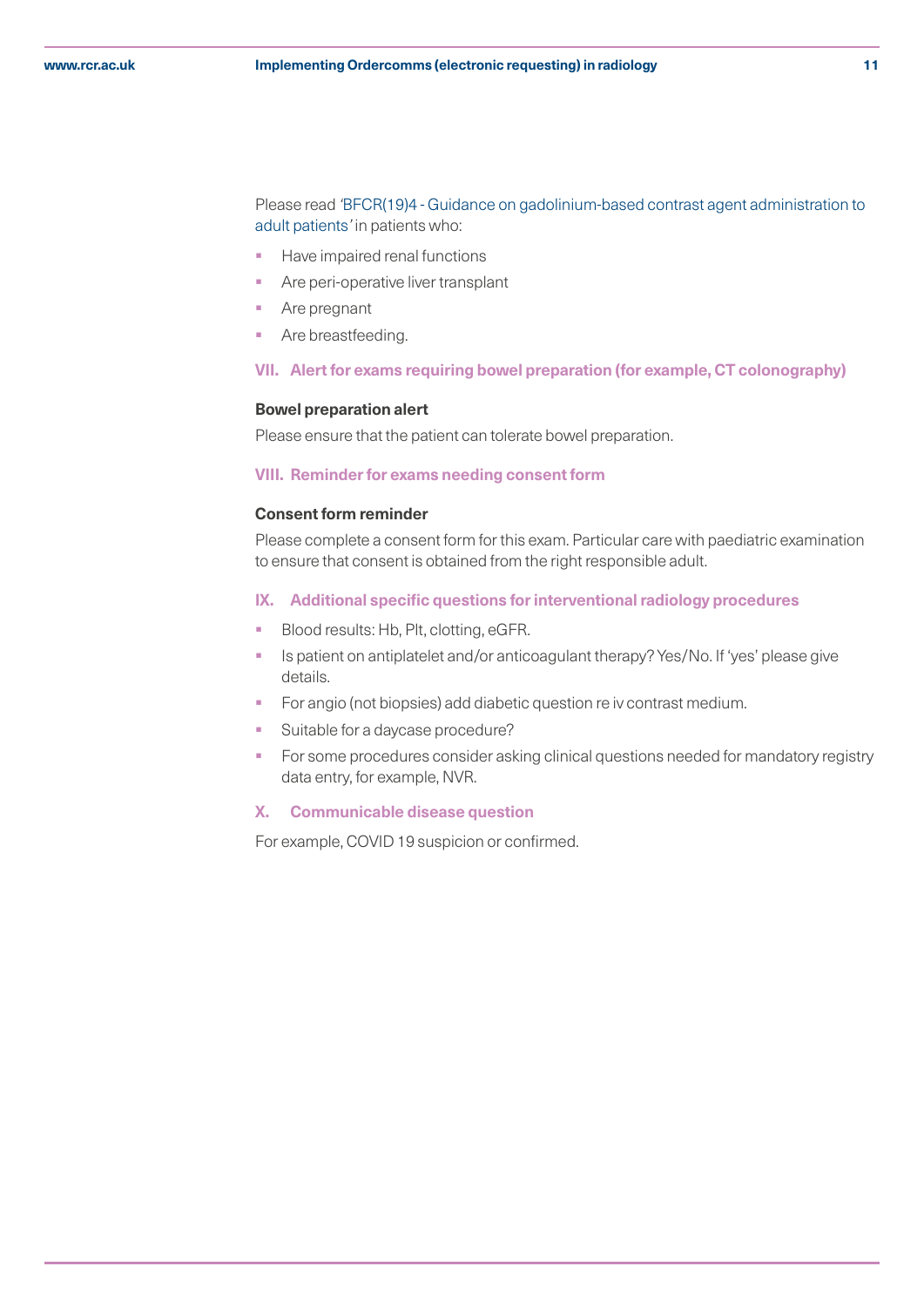Please read *'BFCR(19)4 - Guidance on gadolinium-based contrast agent administration to adult patients'* in patients who:

- Have impaired renal functions
- Are peri-operative liver transplant
- Are pregnant
- Are breastfeeding.

### VII. Alert for exams requiring bowel preparation (for example, CT colonography)

**Bowel preparation alert**

Please ensure that the patient can tolerate bowel preparation.

### VIII. Reminder for exams needing consent form

**Consent form reminder**

Please complete a consent form for this exam. Particular care with paediatric examination to ensure that consent is obtained from the right responsible adult.

### IX. Additional specific questions for interventional radiology procedures

- Blood results: Hb, Plt, clotting, eGFR.
- Is patient on antiplatelet and/or anticoagulant therapy? Yes/No. If 'yes' please give details.
- For angio (not biopsies) add diabetic question re iv contrast medium.
- Suitable for a daycase procedure?
- For some procedures consider asking clinical questions needed for mandatory registry data entry, for example, NVR.

### X. Communicable disease question

For example, COVID 19 suspicion or confirmed.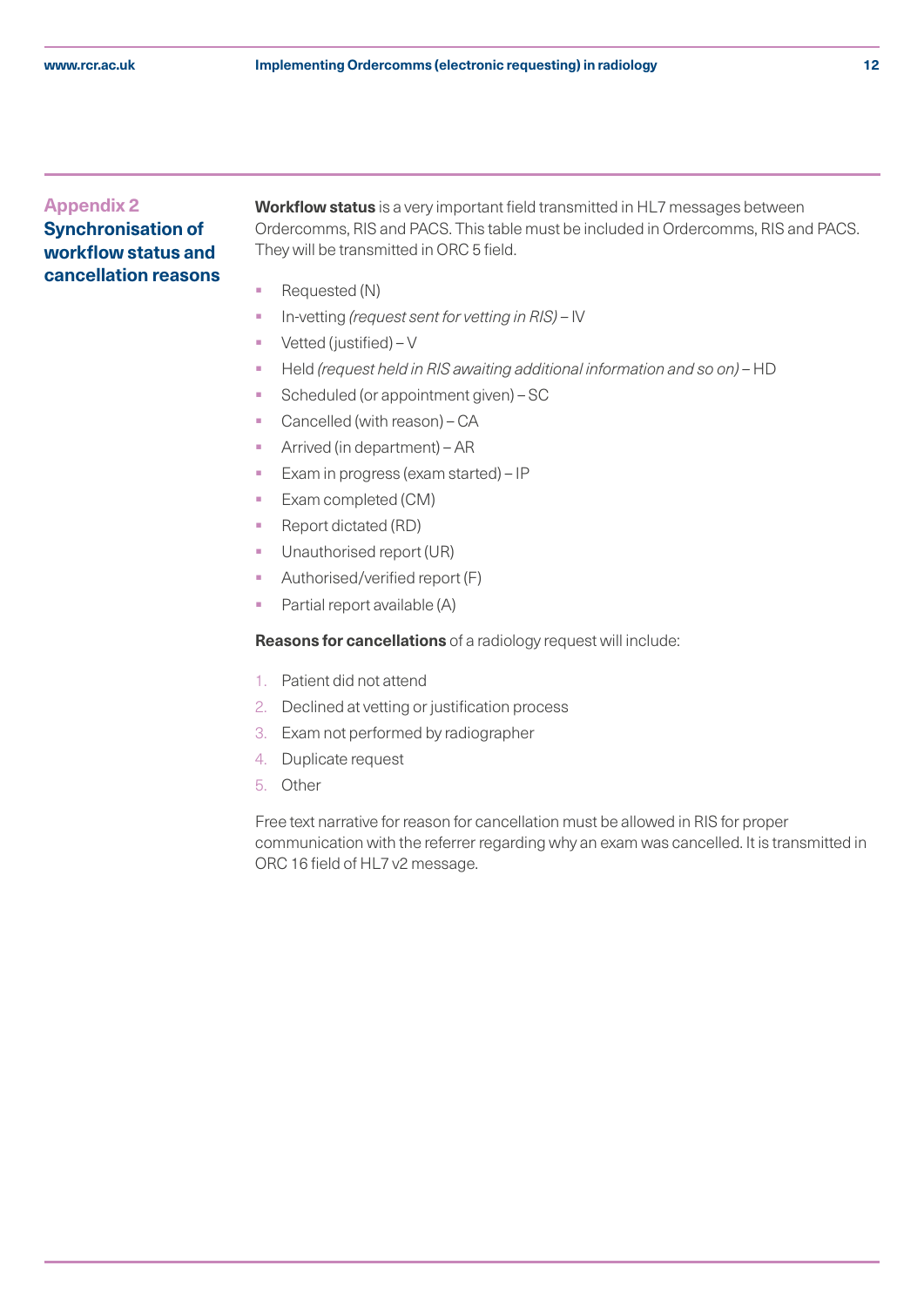## Appendix 2
## Synchronisation of workflow status and cancellation reasons

**Workflow status** is a very important field transmitted in HL7 messages between Ordercomms, RIS and PACS. This table must be included in Ordercomms, RIS and PACS. They will be transmitted in ORC 5 field.

- Requested (N)
- In-vetting *(request sent for vetting in RIS)* – IV
- Vetted (justified) – V
- Held *(request held in RIS awaiting additional information and so on)* – HD
- Scheduled (or appointment given) – SC
- Cancelled (with reason) – CA
- Arrived (in department) – AR
- Exam in progress (exam started) – IP
- Exam completed (CM)
- Report dictated (RD)
- Unauthorised report (UR)
- Authorised/verified report (F)
- Partial report available (A)

**Reasons for cancellations** of a radiology request will include:

1. Patient did not attend
2. Declined at vetting or justification process
3. Exam not performed by radiographer
4. Duplicate request
5. Other

Free text narrative for reason for cancellation must be allowed in RIS for proper communication with the referrer regarding why an exam was cancelled. It is transmitted in ORC 16 field of HL7 v2 message.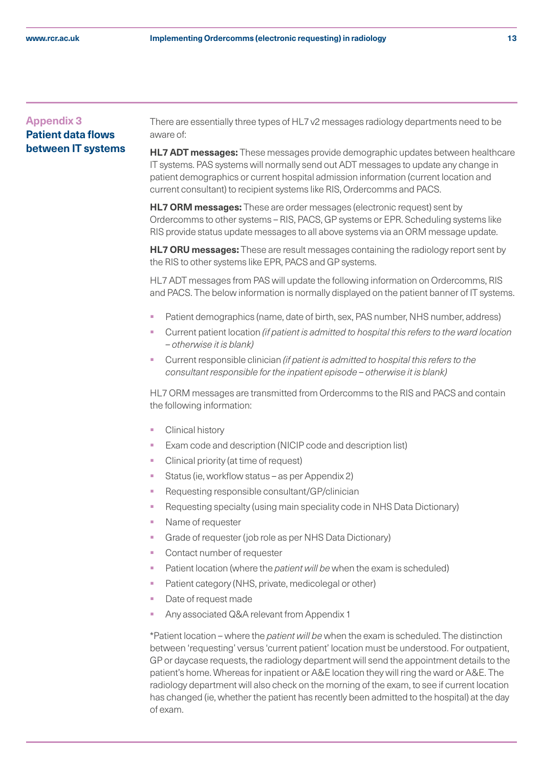## Appendix 3 Patient data flows between IT systems

There are essentially three types of HL7 v2 messages radiology departments need to be aware of:

**HL7 ADT messages:** These messages provide demographic updates between healthcare IT systems. PAS systems will normally send out ADT messages to update any change in patient demographics or current hospital admission information (current location and current consultant) to recipient systems like RIS, Ordercomms and PACS.

**HL7 ORM messages:** These are order messages (electronic request) sent by Ordercomms to other systems – RIS, PACS, GP systems or EPR. Scheduling systems like RIS provide status update messages to all above systems via an ORM message update.

**HL7 ORU messages:** These are result messages containing the radiology report sent by the RIS to other systems like EPR, PACS and GP systems.

HL7 ADT messages from PAS will update the following information on Ordercomms, RIS and PACS. The below information is normally displayed on the patient banner of IT systems.

- Patient demographics (name, date of birth, sex, PAS number, NHS number, address)
- Current patient location *(if patient is admitted to hospital this refers to the ward location – otherwise it is blank)*
- Current responsible clinician *(if patient is admitted to hospital this refers to the consultant responsible for the inpatient episode – otherwise it is blank)*

HL7 ORM messages are transmitted from Ordercomms to the RIS and PACS and contain the following information:

- Clinical history
- Exam code and description (NICIP code and description list)
- Clinical priority (at time of request)
- Status (ie, workflow status – as per Appendix 2)
- Requesting responsible consultant/GP/clinician
- Requesting specialty (using main speciality code in NHS Data Dictionary)
- Name of requester
- Grade of requester (job role as per NHS Data Dictionary)
- Contact number of requester
- Patient location (where the *patient will be* when the exam is scheduled)
- Patient category (NHS, private, medicolegal or other)
- Date of request made
- Any associated Q&A relevant from Appendix 1

*Patient location – where the *patient will be* when the exam is scheduled. The distinction between 'requesting' versus 'current patient' location must be understood. For outpatient, GP or daycase requests, the radiology department will send the appointment details to the patient's home. Whereas for inpatient or A&E location they will ring the ward or A&E. The radiology department will also check on the morning of the exam, to see if current location has changed (ie, whether the patient has recently been admitted to the hospital) at the day of exam.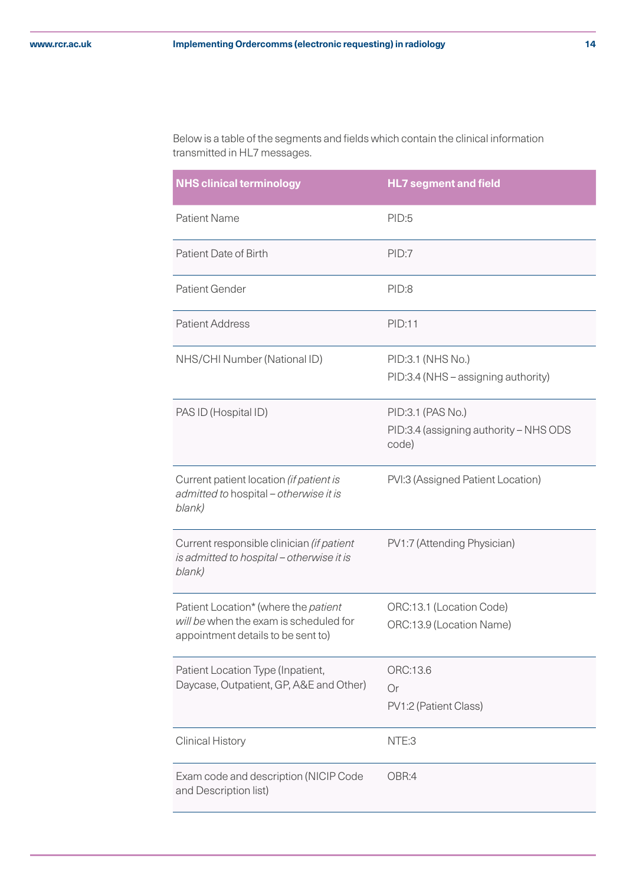Below is a table of the segments and fields which contain the clinical information transmitted in HL7 messages.

| NHS clinical terminology | HL7 segment and field |
|---|---|
| Patient Name | PID:5 |
| Patient Date of Birth | PID:7 |
| Patient Gender | PID:8 |
| Patient Address | PID:11 |
| NHS/CHI Number (National ID) | PID:3.1 (NHS No.)<br>PID:3.4 (NHS – assigning authority) |
| PAS ID (Hospital ID) | PID:3.1 (PAS No.)<br>PID:3.4 (assigning authority – NHS ODS code) |
| Current patient location *(if patient is admitted to* hospital *– otherwise it is blank)* | PVI:3 (Assigned Patient Location) |
| Current responsible clinician *(if patient is admitted to hospital – otherwise it is blank)* | PV1:7 (Attending Physician) |
| Patient Location* (where the *patient will be* when the exam is scheduled for appointment details to be sent to) | ORC:13.1 (Location Code)<br>ORC:13.9 (Location Name) |
| Patient Location Type (Inpatient, Daycase, Outpatient, GP, A&E and Other) | ORC:13.6<br>Or<br>PV1:2 (Patient Class) |
| Clinical History | NTE:3 |
| Exam code and description (NICIP Code and Description list) | OBR:4 |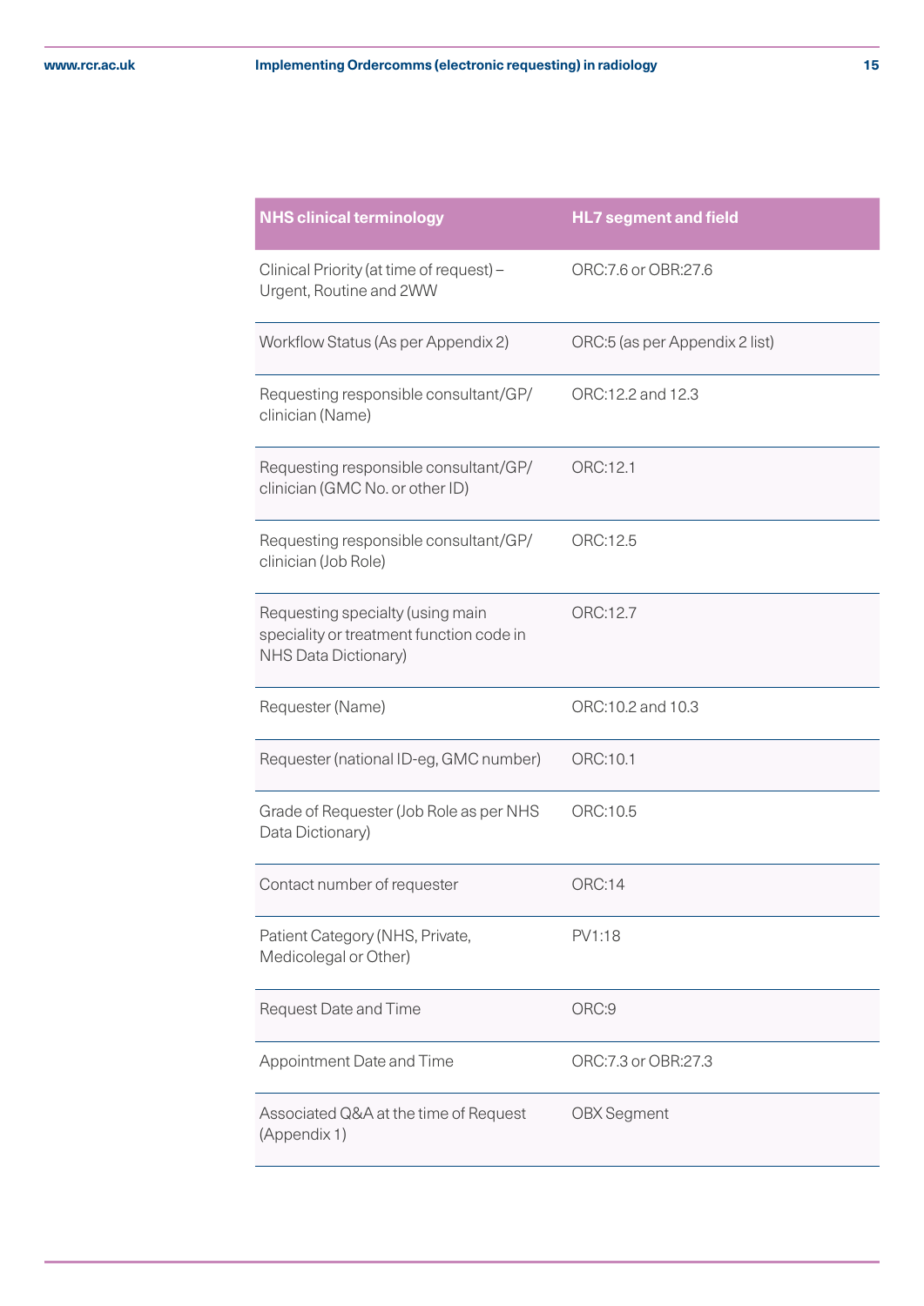| NHS clinical terminology | HL7 segment and field |
| --- | --- |
| Clinical Priority (at time of request) – Urgent, Routine and 2WW | ORC:7.6 or OBR:27.6 |
| Workflow Status (As per Appendix 2) | ORC:5 (as per Appendix 2 list) |
| Requesting responsible consultant/GP/ clinician (Name) | ORC:12.2 and 12.3 |
| Requesting responsible consultant/GP/ clinician (GMC No. or other ID) | ORC:12.1 |
| Requesting responsible consultant/GP/ clinician (Job Role) | ORC:12.5 |
| Requesting specialty (using main speciality or treatment function code in NHS Data Dictionary) | ORC:12.7 |
| Requester (Name) | ORC:10.2 and 10.3 |
| Requester (national ID-eg, GMC number) | ORC:10.1 |
| Grade of Requester (Job Role as per NHS Data Dictionary) | ORC:10.5 |
| Contact number of requester | ORC:14 |
| Patient Category (NHS, Private, Medicolegal or Other) | PV1:18 |
| Request Date and Time | ORC:9 |
| Appointment Date and Time | ORC:7.3 or OBR:27.3 |
| Associated Q&A at the time of Request (Appendix 1) | OBX Segment |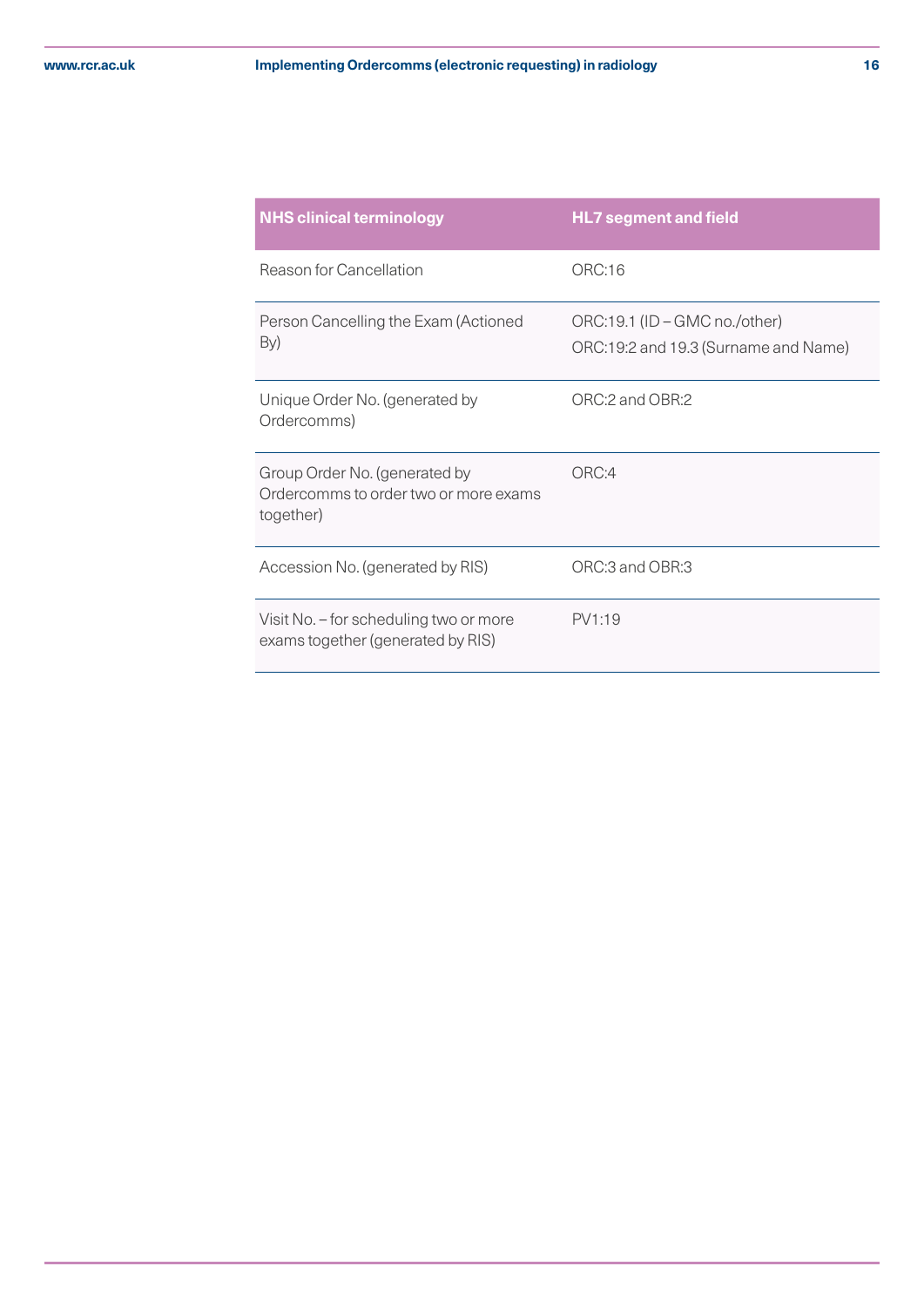| NHS clinical terminology | HL7 segment and field |
| --- | --- |
| Reason for Cancellation | ORC:16 |
| Person Cancelling the Exam (Actioned By) | ORC:19.1 (ID – GMC no./other)<br>ORC:19:2 and 19.3 (Surname and Name) |
| Unique Order No. (generated by Ordercomms) | ORC:2 and OBR:2 |
| Group Order No. (generated by Ordercomms to order two or more exams together) | ORC:4 |
| Accession No. (generated by RIS) | ORC:3 and OBR:3 |
| Visit No. – for scheduling two or more exams together (generated by RIS) | PV1:19 |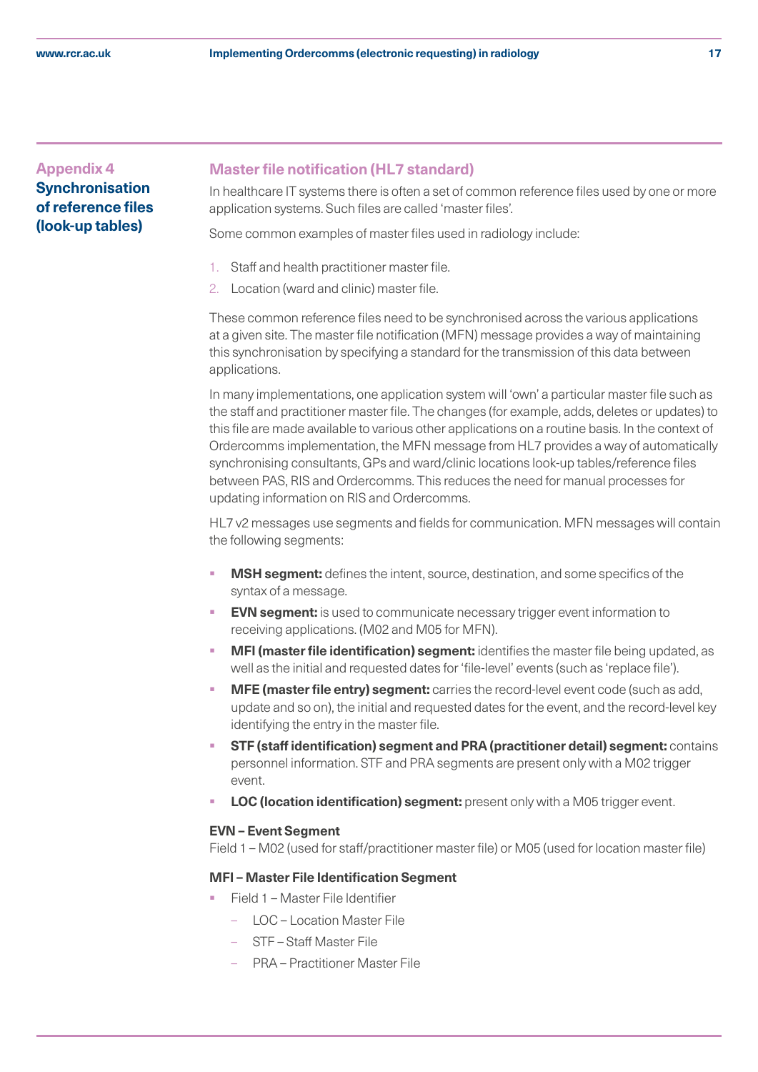## Appendix 4 Synchronisation of reference files (look-up tables)

### Master file notification (HL7 standard)

In healthcare IT systems there is often a set of common reference files used by one or more application systems. Such files are called 'master files'.

Some common examples of master files used in radiology include:

1. Staff and health practitioner master file.
2. Location (ward and clinic) master file.

These common reference files need to be synchronised across the various applications at a given site. The master file notification (MFN) message provides a way of maintaining this synchronisation by specifying a standard for the transmission of this data between applications.

In many implementations, one application system will 'own' a particular master file such as the staff and practitioner master file. The changes (for example, adds, deletes or updates) to this file are made available to various other applications on a routine basis. In the context of Ordercomms implementation, the MFN message from HL7 provides a way of automatically synchronising consultants, GPs and ward/clinic locations look-up tables/reference files between PAS, RIS and Ordercomms. This reduces the need for manual processes for updating information on RIS and Ordercomms.

HL7 v2 messages use segments and fields for communication. MFN messages will contain the following segments:

- **MSH segment:** defines the intent, source, destination, and some specifics of the syntax of a message.
- **EVN segment:** is used to communicate necessary trigger event information to receiving applications. (M02 and M05 for MFN).
- **MFI (master file identification) segment:** identifies the master file being updated, as well as the initial and requested dates for 'file-level' events (such as 'replace file').
- **MFE (master file entry) segment:** carries the record-level event code (such as add, update and so on), the initial and requested dates for the event, and the record-level key identifying the entry in the master file.
- **STF (staff identification) segment and PRA (practitioner detail) segment:** contains personnel information. STF and PRA segments are present only with a M02 trigger event.
- **LOC (location identification) segment:** present only with a M05 trigger event.

#### EVN – Event Segment

Field 1 – M02 (used for staff/practitioner master file) or M05 (used for location master file)

#### MFI – Master File Identification Segment

- Field 1 – Master File Identifier
  - LOC – Location Master File
  - STF – Staff Master File
  - PRA – Practitioner Master File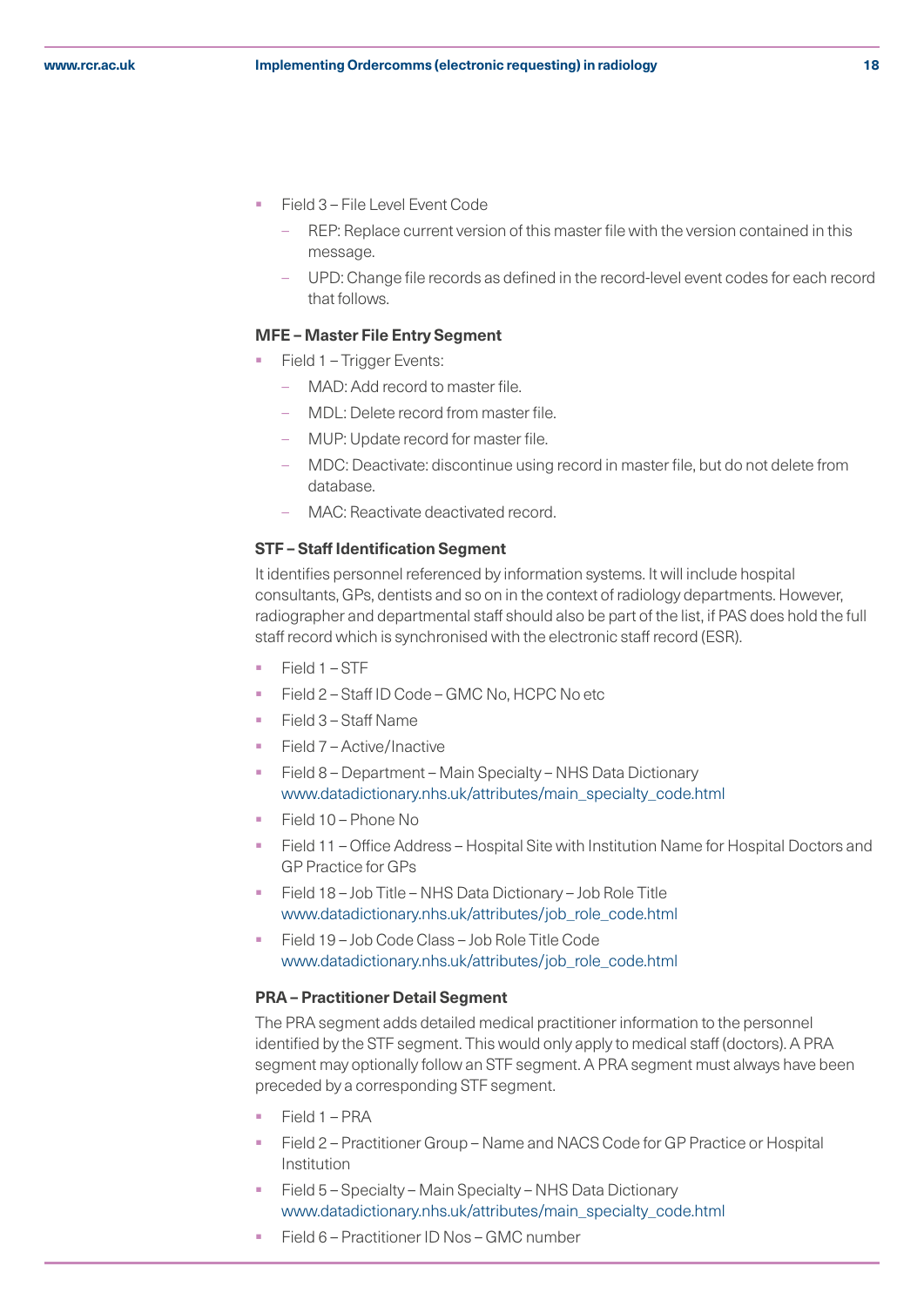- Field 3 – File Level Event Code
  - REP: Replace current version of this master file with the version contained in this message.
  - UPD: Change file records as defined in the record-level event codes for each record that follows.

#### MFE – Master File Entry Segment

- Field 1 – Trigger Events:
  - MAD: Add record to master file.
  - MDL: Delete record from master file.
  - MUP: Update record for master file.
  - MDC: Deactivate: discontinue using record in master file, but do not delete from database.
  - MAC: Reactivate deactivated record.

#### STF – Staff Identification Segment

It identifies personnel referenced by information systems. It will include hospital consultants, GPs, dentists and so on in the context of radiology departments. However, radiographer and departmental staff should also be part of the list, if PAS does hold the full staff record which is synchronised with the electronic staff record (ESR).

- Field 1 – STF
- Field 2 – Staff ID Code – GMC No, HCPC No etc
- Field 3 – Staff Name
- Field 7 – Active/Inactive
- Field 8 – Department – Main Specialty – NHS Data Dictionary www.datadictionary.nhs.uk/attributes/main_specialty_code.html
- Field 10 – Phone No
- Field 11 – Office Address – Hospital Site with Institution Name for Hospital Doctors and GP Practice for GPs
- Field 18 – Job Title – NHS Data Dictionary – Job Role Title www.datadictionary.nhs.uk/attributes/job_role_code.html
- Field 19 – Job Code Class – Job Role Title Code www.datadictionary.nhs.uk/attributes/job_role_code.html

#### PRA – Practitioner Detail Segment

The PRA segment adds detailed medical practitioner information to the personnel identified by the STF segment. This would only apply to medical staff (doctors). A PRA segment may optionally follow an STF segment. A PRA segment must always have been preceded by a corresponding STF segment.

- Field 1 – PRA
- Field 2 – Practitioner Group – Name and NACS Code for GP Practice or Hospital Institution
- Field 5 – Specialty – Main Specialty – NHS Data Dictionary www.datadictionary.nhs.uk/attributes/main_specialty_code.html
- Field 6 – Practitioner ID Nos – GMC number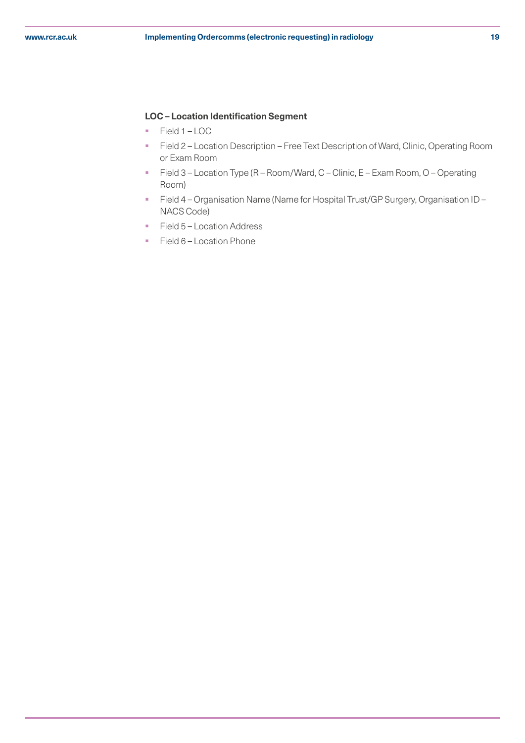**LOC – Location Identification Segment**

- Field 1 – LOC
- Field 2 – Location Description – Free Text Description of Ward, Clinic, Operating Room or Exam Room
- Field 3 – Location Type (R – Room/Ward, C – Clinic, E – Exam Room, O – Operating Room)
- Field 4 – Organisation Name (Name for Hospital Trust/GP Surgery, Organisation ID – NACS Code)
- Field 5 – Location Address
- Field 6 – Location Phone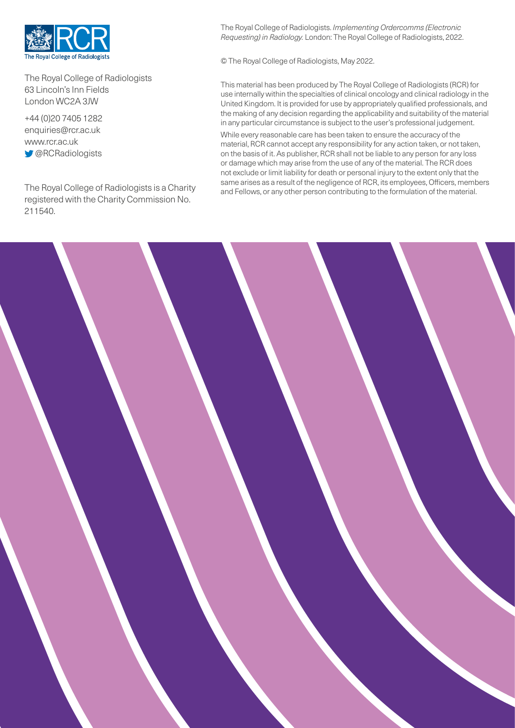The Royal College of Radiologists
63 Lincoln's Inn Fields
London WC2A 3JW

+44 (0)20 7405 1282
enquiries@rcr.ac.uk
www.rcr.ac.uk
@RCRadiologists

The Royal College of Radiologists is a Charity registered with the Charity Commission No. 211540.

The Royal College of Radiologists. *Implementing Ordercomms (Electronic Requesting) in Radiology.* London: The Royal College of Radiologists, 2022.

© The Royal College of Radiologists, May 2022.

This material has been produced by The Royal College of Radiologists (RCR) for use internally within the specialties of clinical oncology and clinical radiology in the United Kingdom. It is provided for use by appropriately qualified professionals, and the making of any decision regarding the applicability and suitability of the material in any particular circumstance is subject to the user's professional judgement.

While every reasonable care has been taken to ensure the accuracy of the material, RCR cannot accept any responsibility for any action taken, or not taken, on the basis of it. As publisher, RCR shall not be liable to any person for any loss or damage which may arise from the use of any of the material. The RCR does not exclude or limit liability for death or personal injury to the extent only that the same arises as a result of the negligence of RCR, its employees, Officers, members and Fellows, or any other person contributing to the formulation of the material.